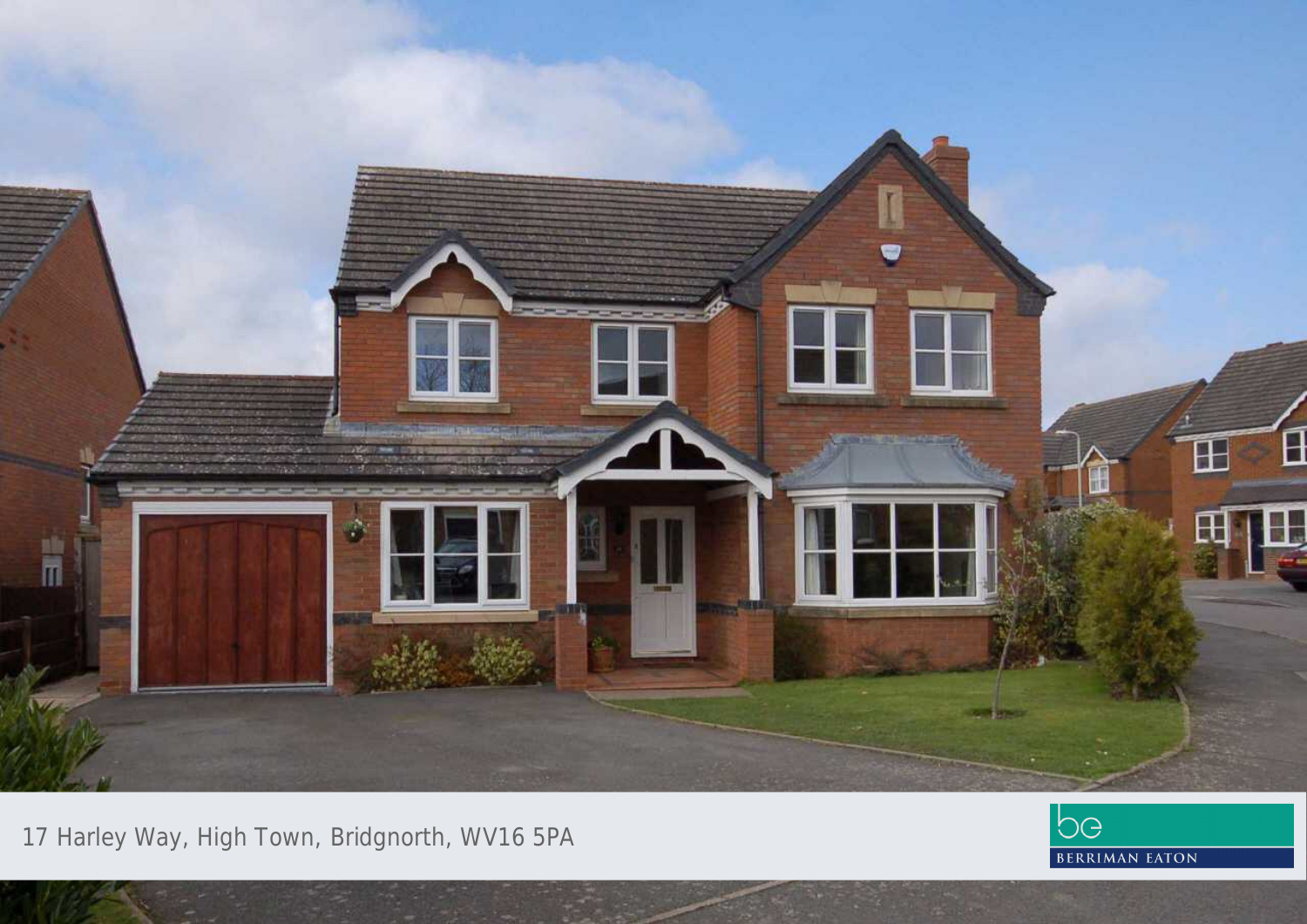17 Harley Way, High Town, Bridgnorth, WV16 5PA

be

BERRIMAN EATON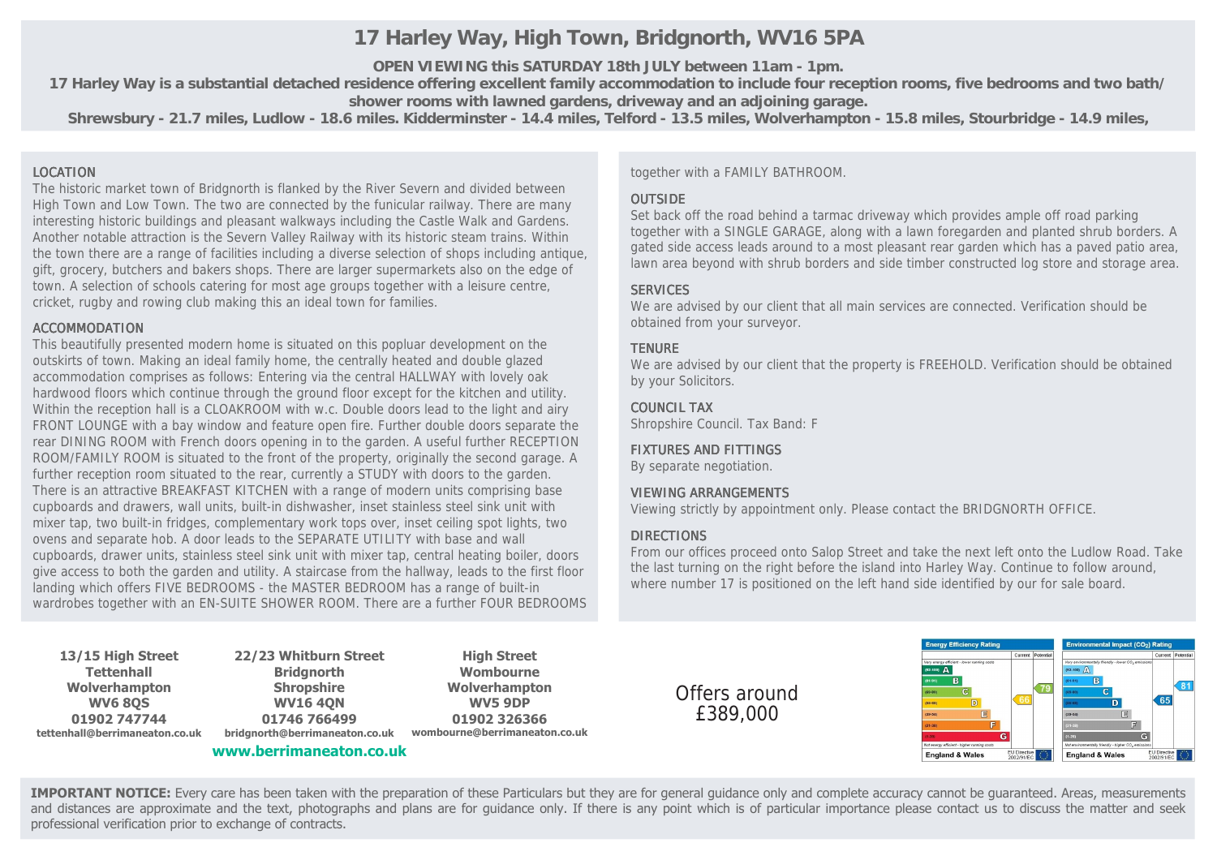# 17 Harley Way, High Town, Bridgnorth, WV16 5PA

**OPEN VIEWING this SATURDAY 18th JULY between 11am - 1pm.**

**17 Harley Way is a substantial detached residence offering excellent family accommodation to include four reception rooms, five bedrooms and two bath/ shower rooms with lawned gardens, driveway and an adjoining garage.**

**Shrewsbury - 21.7 miles, Ludlow - 18.6 miles. Kidderminster - 14.4 miles, Telford - 13.5 miles, Wolverhampton - 15.8 miles, Stourbridge - 14.9 miles,**

## LOCATION

The historic market town of Bridgnorth is flanked by the River Severn and divided between High Town and Low Town. The two are connected by the funicular railway. There are many interesting historic buildings and pleasant walkways including the Castle Walk and Gardens. Another notable attraction is the Severn Valley Railway with its historic steam trains. Within the town there are a range of facilities including a diverse selection of shops including antique, gift, grocery, butchers and bakers shops. There are larger supermarkets also on the edge of town. A selection of schools catering for most age groups together with a leisure centre, cricket, rugby and rowing club making this an ideal town for families.

## ACCOMMODATION

This beautifully presented modern home is situated on this popluar development on the outskirts of town. Making an ideal family home, the centrally heated and double glazed accommodation comprises as follows: Entering via the central HALLWAY with lovely oak hardwood floors which continue through the ground floor except for the kitchen and utility. Within the reception hall is a CLOAKROOM with w.c. Double doors lead to the light and airy FRONT LOUNGE with a bay window and feature open fire. Further double doors separate the rear DINING ROOM with French doors opening in to the garden. A useful further RECEPTION ROOM/FAMILY ROOM is situated to the front of the property, originally the second garage. A further reception room situated to the rear, currently a STUDY with doors to the garden. There is an attractive BREAKFAST KITCHEN with a range of modern units comprising base cupboards and drawers, wall units, built-in dishwasher, inset stainless steel sink unit with mixer tap, two built-in fridges, complementary work tops over, inset ceiling spot lights, two ovens and separate hob. A door leads to the SEPARATE UTILITY with base and wall cupboards, drawer units, stainless steel sink unit with mixer tap, central heating boiler, doors give access to both the garden and utility. A staircase from the hallway, leads to the first floor landing which offers FIVE BEDROOMS - the MASTER BEDROOM has a range of built-in wardrobes together with an EN-SUITE SHOWER ROOM. There are a further FOUR BEDROOMS together with a FAMILY BATHROOM.

## OUTSIDE

Set back off the road behind a tarmac driveway which provides ample off road parking together with a SINGLE GARAGE, along with a lawn foregarden and planted shrub borders. A gated side access leads around to a most pleasant rear garden which has a paved patio area, lawn area beyond with shrub borders and side timber constructed log store and storage area.

## SERVICES

We are advised by our client that all main services are connected. Verification should be obtained from your surveyor.

## TENURE

We are advised by our client that the property is FREEHOLD. Verification should be obtained by your Solicitors.

## COUNCIL TAX

Shropshire Council. Tax Band: F

## FIXTURES AND FITTINGS

By separate negotiation.

## VIEWING ARRANGEMENTS

Viewing strictly by appointment only. Please contact the BRIDGNORTH OFFICE.

## DIRECTIONS

From our offices proceed onto Salop Street and take the next left onto the Ludlow Road. Take the last turning on the right before the island into Harley Way. Continue to follow around, where number 17 is positioned on the left hand side identified by our for sale board.

---

**13/15 High Street**
**Tettenhall**
**Wolverhampton**
**WV6 8QS**
**01902 747744**
**tettenhall@berrimaneaton.co.uk**

**22/23 Whitburn Street**
**Bridgnorth**
**Shropshire**
**WV16 4QN**
**01746 766499**
**bridgnorth@berrimaneaton.co.uk**

**High Street**
**Wombourne**
**Wolverhampton**
**WV5 9DP**
**01902 326366**
**wombourne@berrimaneaton.co.uk**

**www.berrimaneaton.co.uk**

Offers around
£389,000

| Energy Efficiency Rating | Current | Potential |
|---|---|---|
| (92-100) A | | |
| (81-91) B | | |
| (69-80) C | | 79 |
| (55-68) D | 66 | |
| (39-54) E | | |
| (21-38) F | | |
| (1-20) G | | |

| Environmental Impact (CO2) Rating | Current | Potential |
|---|---|---|
| (92-100) A | | |
| (81-91) B | | 81 |
| (69-80) C | | |
| (55-68) D | 65 | |
| (39-54) E | | |
| (21-38) F | | |
| (1-20) G | | |

England & Wales — EU Directive 2002/91/EC

**IMPORTANT NOTICE:** Every care has been taken with the preparation of these Particulars but they are for general guidance only and complete accuracy cannot be guaranteed. Areas, measurements and distances are approximate and the text, photographs and plans are for guidance only. If there is any point which is of particular importance please contact us to discuss the matter and seek professional verification prior to exchange of contracts.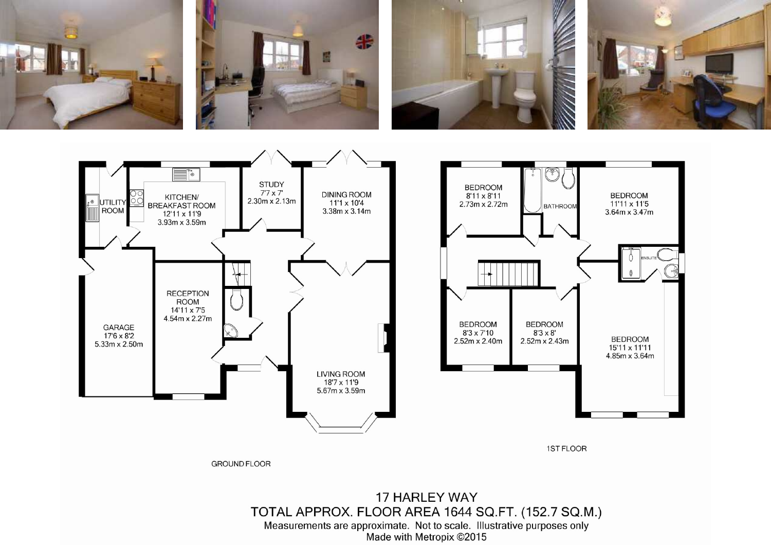GROUND FLOOR

UTILITY ROOM

KITCHEN/ BREAKFAST ROOM
12'11 x 11'9
3.93m x 3.59m

STUDY
7'7 x 7'
2.30m x 2.13m

DINING ROOM
11'1 x 10'4
3.38m x 3.14m

GARAGE
17'6 x 8'2
5.33m x 2.50m

RECEPTION ROOM
14'11 x 7'5
4.54m x 2.27m

LIVING ROOM
18'7 x 11'9
5.67m x 3.59m

1ST FLOOR

BEDROOM
8'11 x 8'11
2.73m x 2.72m

BATHROOM

BEDROOM
11'11 x 11'5
3.64m x 3.47m

ENSUITE

BEDROOM
8'3 x 7'10
2.52m x 2.40m

BEDROOM
8'3 x 8'
2.52m x 2.43m

BEDROOM
15'11 x 11'11
4.85m x 3.64m

17 HARLEY WAY

TOTAL APPROX. FLOOR AREA 1644 SQ.FT. (152.7 SQ.M.)

Measurements are approximate. Not to scale. Illustrative purposes only

Made with Metropix ©2015